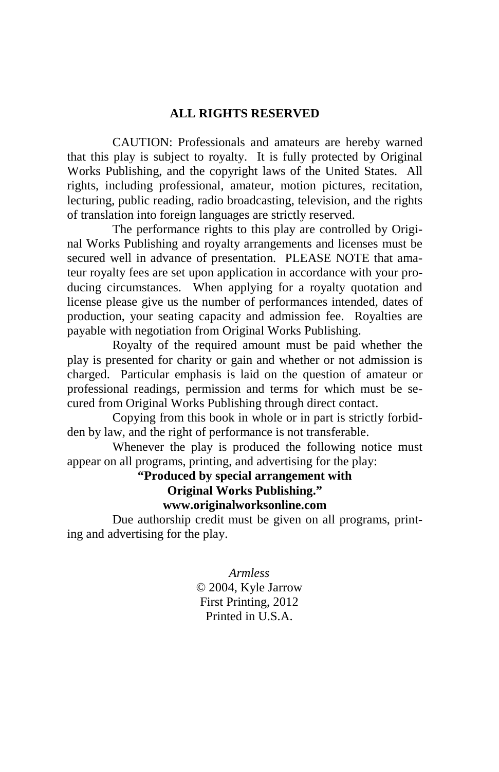**ALL RIGHTS RESERVED**

CAUTION: Professionals and amateurs are hereby warned that this play is subject to royalty. It is fully protected by Original Works Publishing, and the copyright laws of the United States. All rights, including professional, amateur, motion pictures, recitation, lecturing, public reading, radio broadcasting, television, and the rights of translation into foreign languages are strictly reserved.

The performance rights to this play are controlled by Original Works Publishing and royalty arrangements and licenses must be secured well in advance of presentation. PLEASE NOTE that amateur royalty fees are set upon application in accordance with your producing circumstances. When applying for a royalty quotation and license please give us the number of performances intended, dates of production, your seating capacity and admission fee. Royalties are payable with negotiation from Original Works Publishing.

Royalty of the required amount must be paid whether the play is presented for charity or gain and whether or not admission is charged. Particular emphasis is laid on the question of amateur or professional readings, permission and terms for which must be secured from Original Works Publishing through direct contact.

Copying from this book in whole or in part is strictly forbidden by law, and the right of performance is not transferable.

Whenever the play is produced the following notice must appear on all programs, printing, and advertising for the play:

**"Produced by special arrangement with**
**Original Works Publishing."**
**www.originalworksonline.com**

Due authorship credit must be given on all programs, printing and advertising for the play.

*Armless*
© 2004, Kyle Jarrow
First Printing, 2012
Printed in U.S.A.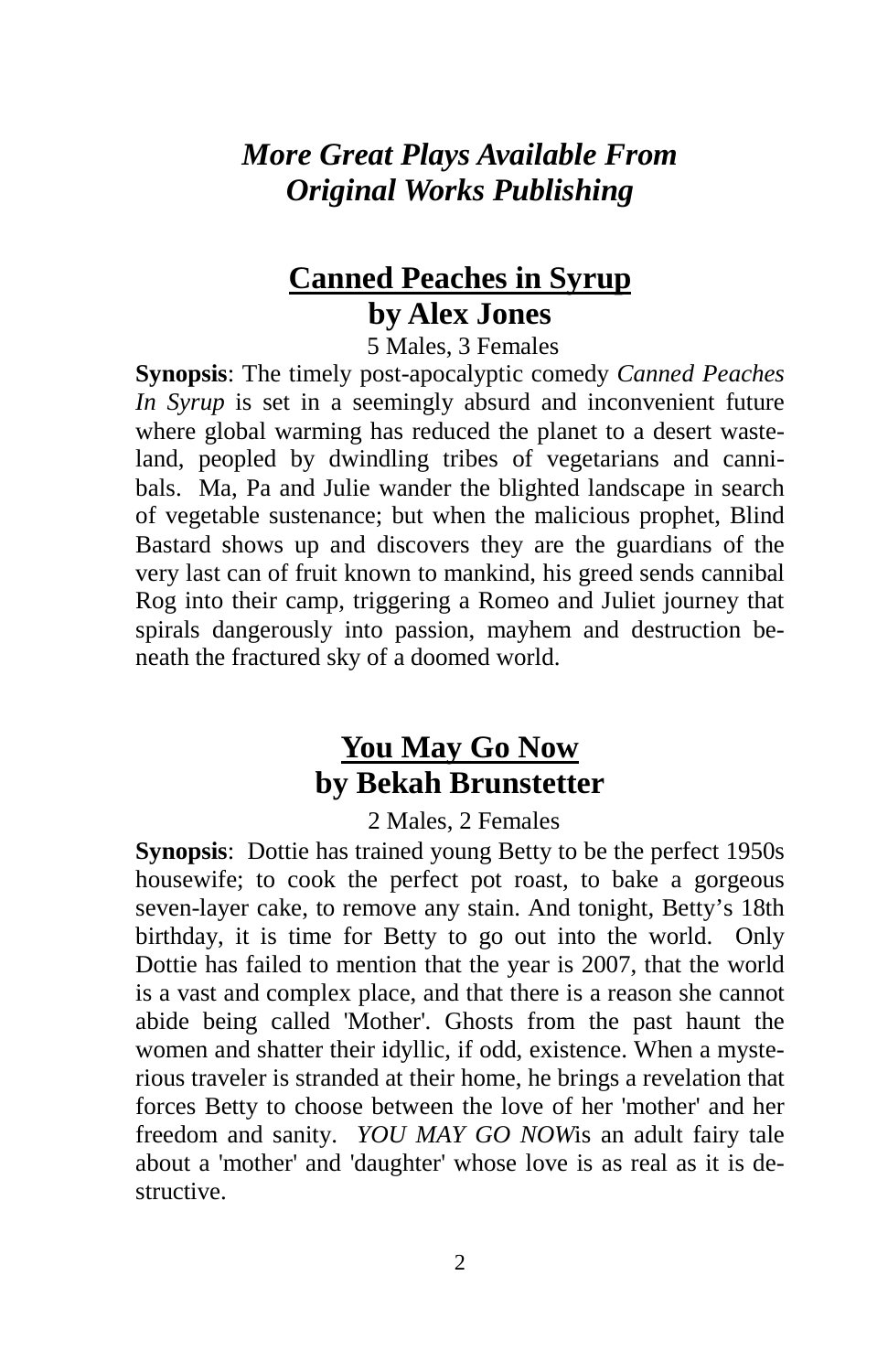## *More Great Plays Available From Original Works Publishing*

### **Canned Peaches in Syrup**
### **by Alex Jones**

5 Males, 3 Females

**Synopsis**: The timely post-apocalyptic comedy *Canned Peaches In Syrup* is set in a seemingly absurd and inconvenient future where global warming has reduced the planet to a desert wasteland, peopled by dwindling tribes of vegetarians and cannibals. Ma, Pa and Julie wander the blighted landscape in search of vegetable sustenance; but when the malicious prophet, Blind Bastard shows up and discovers they are the guardians of the very last can of fruit known to mankind, his greed sends cannibal Rog into their camp, triggering a Romeo and Juliet journey that spirals dangerously into passion, mayhem and destruction beneath the fractured sky of a doomed world.

### **You May Go Now**
### **by Bekah Brunstetter**

2 Males, 2 Females

**Synopsis**: Dottie has trained young Betty to be the perfect 1950s housewife; to cook the perfect pot roast, to bake a gorgeous seven-layer cake, to remove any stain. And tonight, Betty's 18th birthday, it is time for Betty to go out into the world. Only Dottie has failed to mention that the year is 2007, that the world is a vast and complex place, and that there is a reason she cannot abide being called 'Mother'. Ghosts from the past haunt the women and shatter their idyllic, if odd, existence. When a mysterious traveler is stranded at their home, he brings a revelation that forces Betty to choose between the love of her 'mother' and her freedom and sanity. *YOU MAY GO NOW*is an adult fairy tale about a 'mother' and 'daughter' whose love is as real as it is destructive.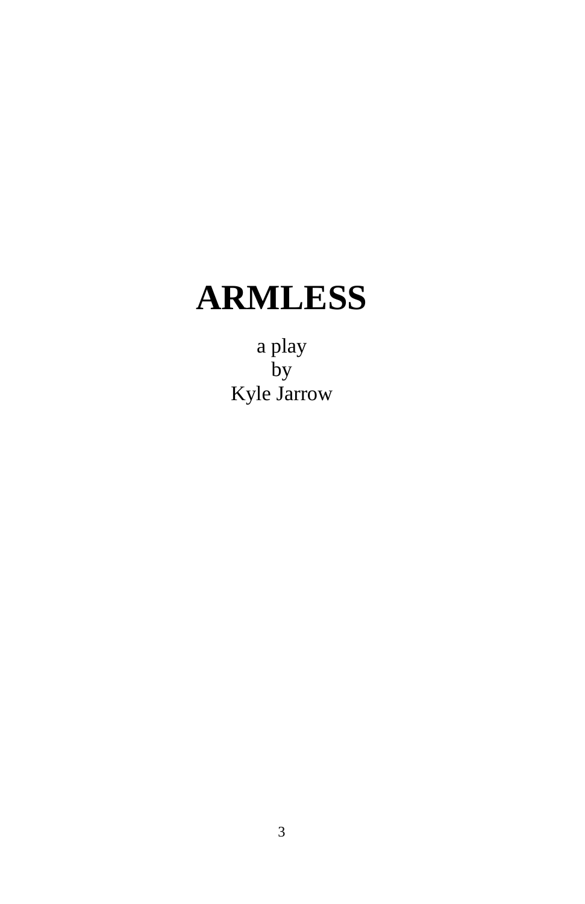# ARMLESS

a play  
by  
Kyle Jarrow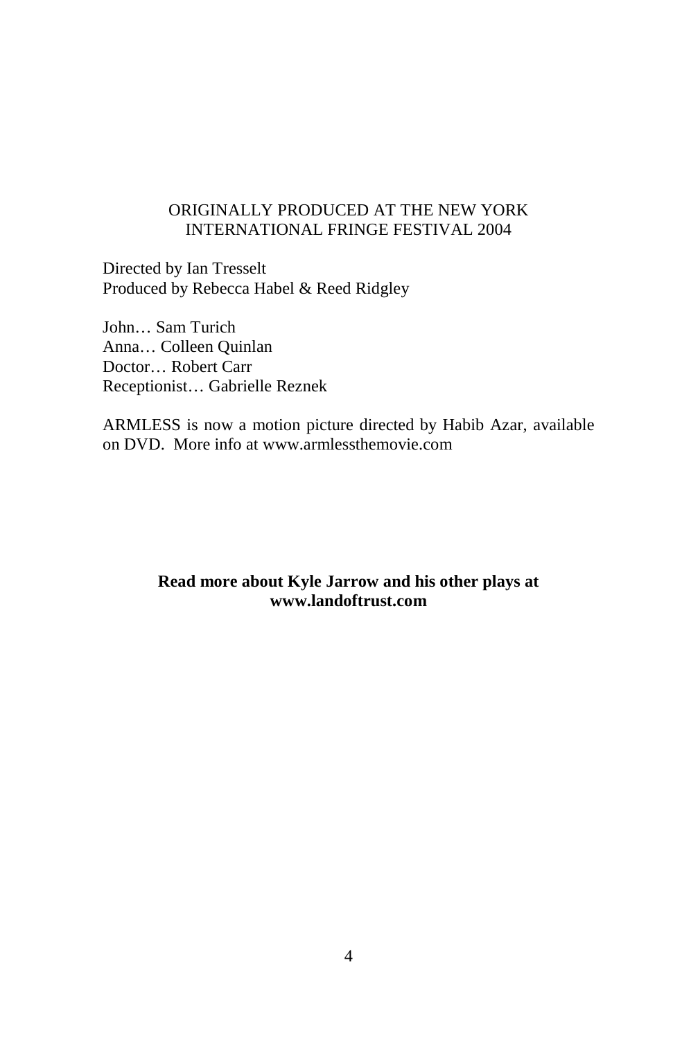ORIGINALLY PRODUCED AT THE NEW YORK INTERNATIONAL FRINGE FESTIVAL 2004

Directed by Ian Tresselt
Produced by Rebecca Habel & Reed Ridgley

John… Sam Turich
Anna… Colleen Quinlan
Doctor… Robert Carr
Receptionist… Gabrielle Reznek

ARMLESS is now a motion picture directed by Habib Azar, available on DVD. More info at www.armlessthemovie.com

**Read more about Kyle Jarrow and his other plays at www.landoftrust.com**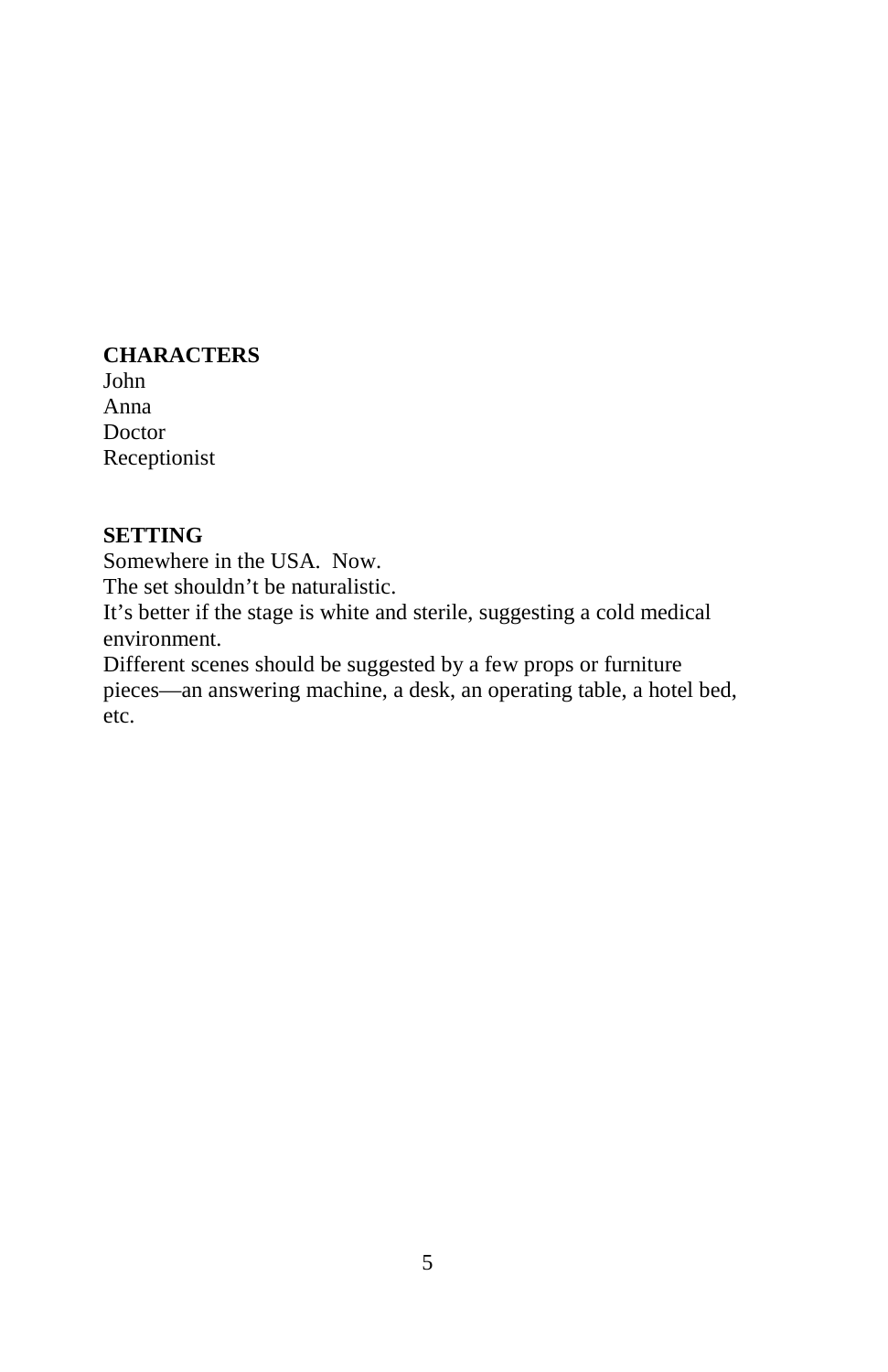**CHARACTERS**
John
Anna
Doctor
Receptionist

**SETTING**
Somewhere in the USA. Now.
The set shouldn't be naturalistic.
It's better if the stage is white and sterile, suggesting a cold medical environment.
Different scenes should be suggested by a few props or furniture pieces—an answering machine, a desk, an operating table, a hotel bed, etc.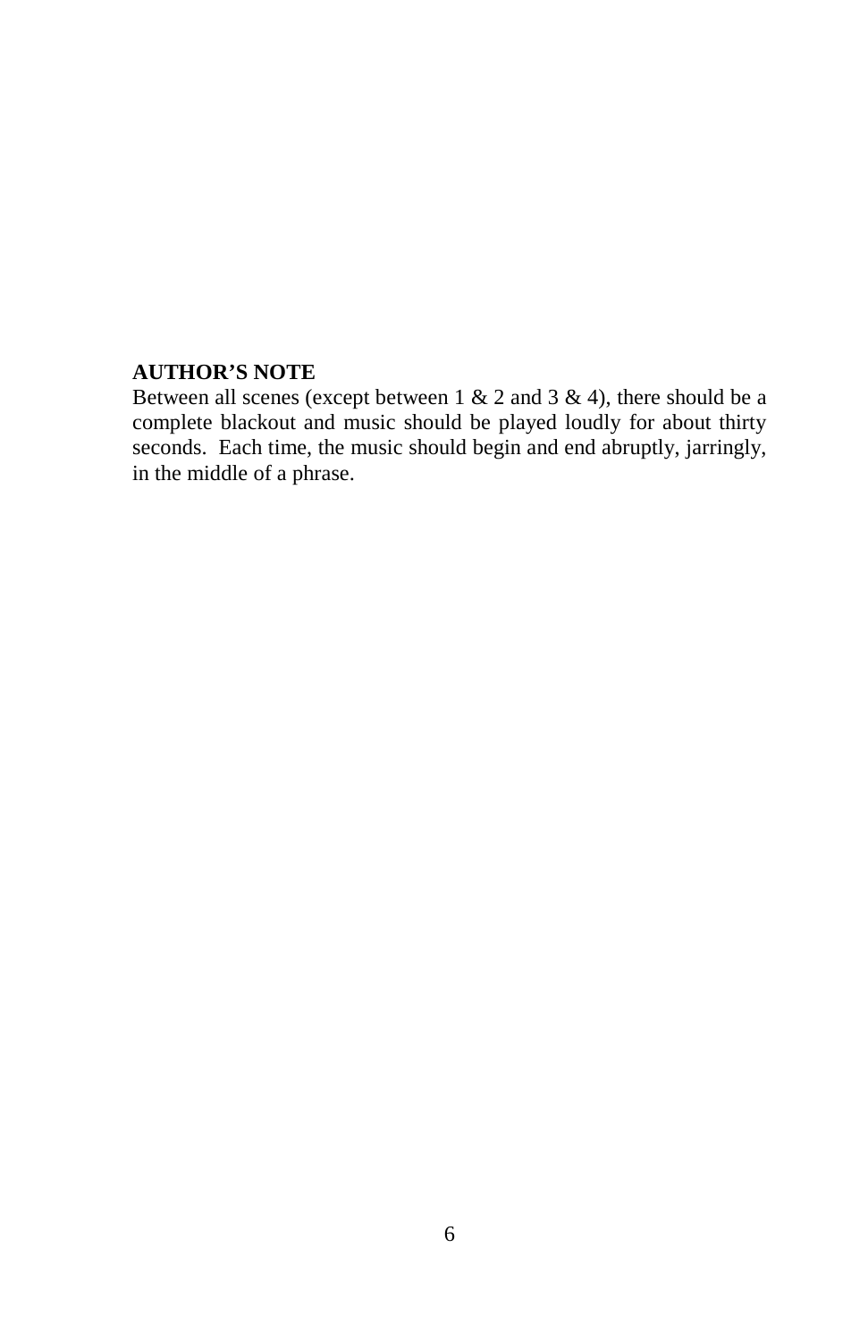**AUTHOR'S NOTE**

Between all scenes (except between 1 & 2 and 3 & 4), there should be a complete blackout and music should be played loudly for about thirty seconds. Each time, the music should begin and end abruptly, jarringly, in the middle of a phrase.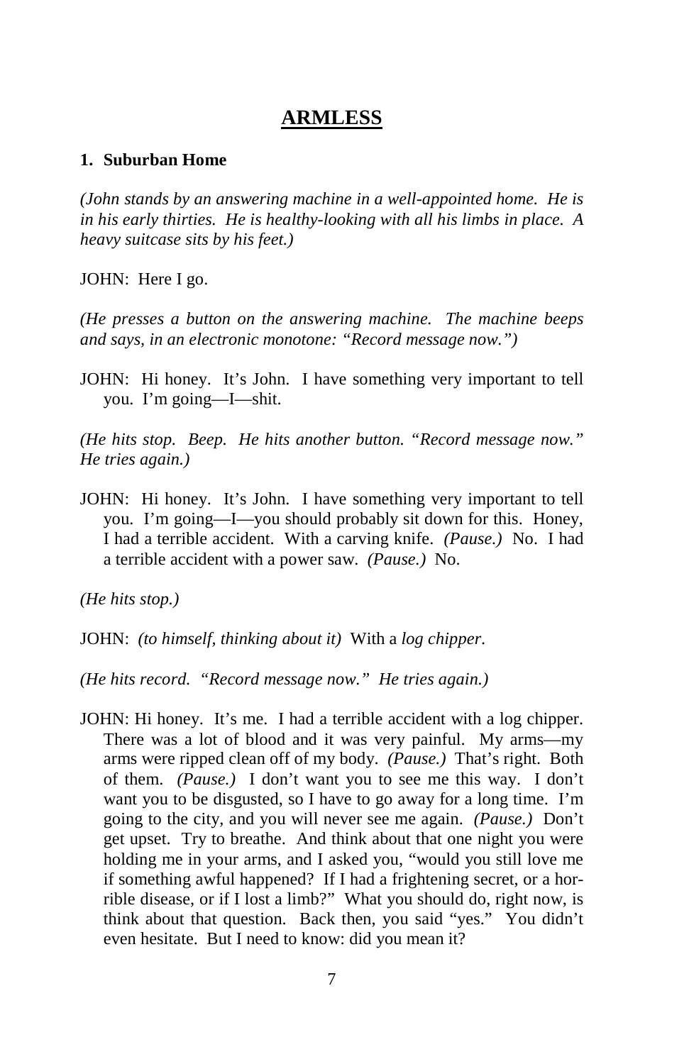# ARMLESS

### 1. Suburban Home

*(John stands by an answering machine in a well-appointed home. He is in his early thirties. He is healthy-looking with all his limbs in place. A heavy suitcase sits by his feet.)*

JOHN: Here I go.

*(He presses a button on the answering machine. The machine beeps and says, in an electronic monotone: "Record message now.")*

JOHN: Hi honey. It's John. I have something very important to tell you. I'm going—I—shit.

*(He hits stop. Beep. He hits another button. "Record message now." He tries again.)*

JOHN: Hi honey. It's John. I have something very important to tell you. I'm going—I—you should probably sit down for this. Honey, I had a terrible accident. With a carving knife. *(Pause.)* No. I had a terrible accident with a power saw. *(Pause.)* No.

*(He hits stop.)*

JOHN: *(to himself, thinking about it)* With a *log chipper*.

*(He hits record. "Record message now." He tries again.)*

JOHN: Hi honey. It's me. I had a terrible accident with a log chipper. There was a lot of blood and it was very painful. My arms—my arms were ripped clean off of my body. *(Pause.)* That's right. Both of them. *(Pause.)* I don't want you to see me this way. I don't want you to be disgusted, so I have to go away for a long time. I'm going to the city, and you will never see me again. *(Pause.)* Don't get upset. Try to breathe. And think about that one night you were holding me in your arms, and I asked you, "would you still love me if something awful happened? If I had a frightening secret, or a horrible disease, or if I lost a limb?" What you should do, right now, is think about that question. Back then, you said "yes." You didn't even hesitate. But I need to know: did you mean it?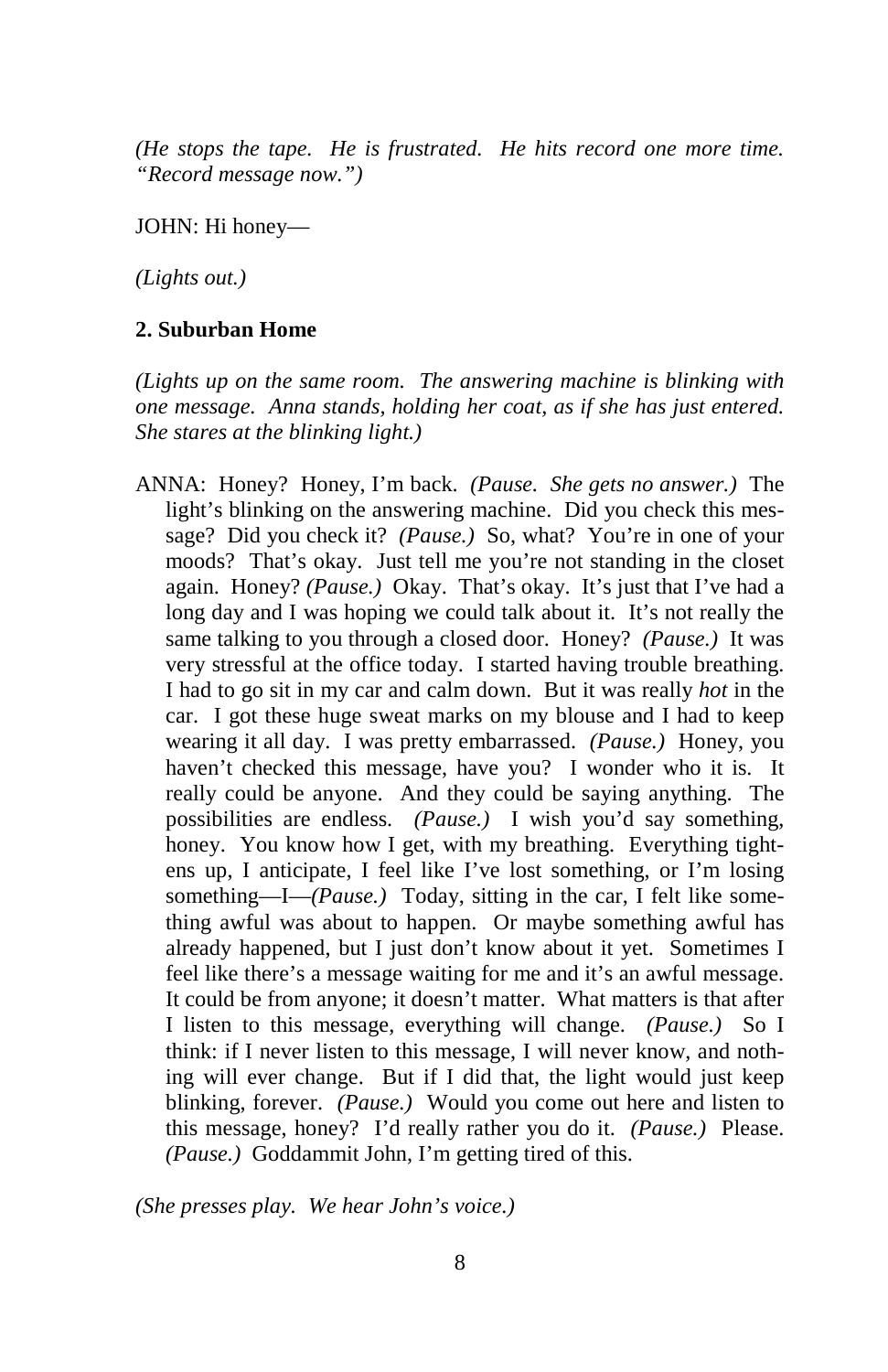*(He stops the tape. He is frustrated. He hits record one more time. "Record message now.")*

JOHN: Hi honey—

*(Lights out.)*

**2. Suburban Home**

*(Lights up on the same room. The answering machine is blinking with one message. Anna stands, holding her coat, as if she has just entered. She stares at the blinking light.)*

ANNA: Honey? Honey, I'm back. *(Pause. She gets no answer.)* The light's blinking on the answering machine. Did you check this message? Did you check it? *(Pause.)* So, what? You're in one of your moods? That's okay. Just tell me you're not standing in the closet again. Honey? *(Pause.)* Okay. That's okay. It's just that I've had a long day and I was hoping we could talk about it. It's not really the same talking to you through a closed door. Honey? *(Pause.)* It was very stressful at the office today. I started having trouble breathing. I had to go sit in my car and calm down. But it was really *hot* in the car. I got these huge sweat marks on my blouse and I had to keep wearing it all day. I was pretty embarrassed. *(Pause.)* Honey, you haven't checked this message, have you? I wonder who it is. It really could be anyone. And they could be saying anything. The possibilities are endless. *(Pause.)* I wish you'd say something, honey. You know how I get, with my breathing. Everything tightens up, I anticipate, I feel like I've lost something, or I'm losing something—I—*(Pause.)* Today, sitting in the car, I felt like something awful was about to happen. Or maybe something awful has already happened, but I just don't know about it yet. Sometimes I feel like there's a message waiting for me and it's an awful message. It could be from anyone; it doesn't matter. What matters is that after I listen to this message, everything will change. *(Pause.)* So I think: if I never listen to this message, I will never know, and nothing will ever change. But if I did that, the light would just keep blinking, forever. *(Pause.)* Would you come out here and listen to this message, honey? I'd really rather you do it. *(Pause.)* Please. *(Pause.)* Goddammit John, I'm getting tired of this.

*(She presses play. We hear John's voice.)*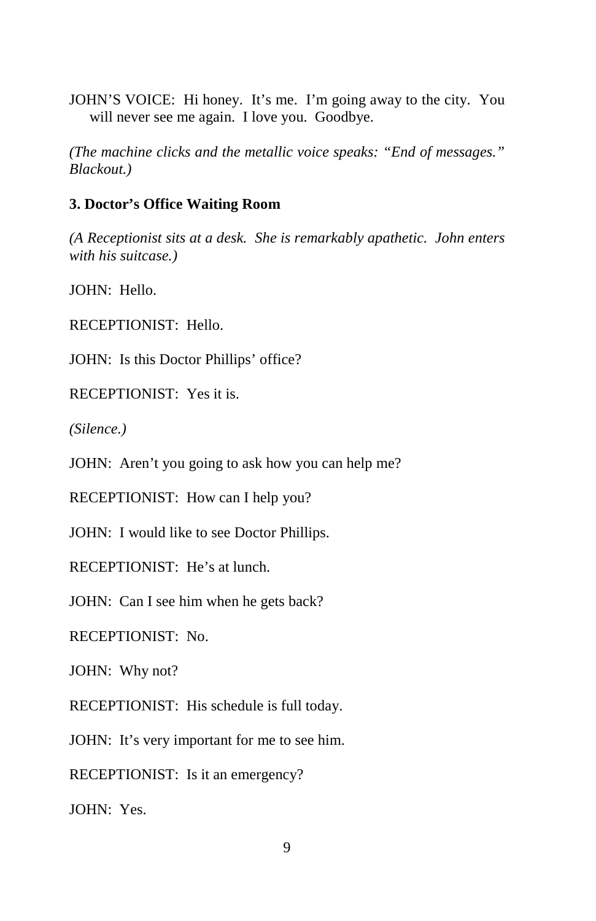JOHN'S VOICE: Hi honey. It's me. I'm going away to the city. You will never see me again. I love you. Goodbye.

*(The machine clicks and the metallic voice speaks: "End of messages." Blackout.)*

### 3. Doctor's Office Waiting Room

*(A Receptionist sits at a desk. She is remarkably apathetic. John enters with his suitcase.)*

JOHN: Hello.

RECEPTIONIST: Hello.

JOHN: Is this Doctor Phillips' office?

RECEPTIONIST: Yes it is.

*(Silence.)*

JOHN: Aren't you going to ask how you can help me?

RECEPTIONIST: How can I help you?

JOHN: I would like to see Doctor Phillips.

RECEPTIONIST: He's at lunch.

JOHN: Can I see him when he gets back?

RECEPTIONIST: No.

JOHN: Why not?

RECEPTIONIST: His schedule is full today.

JOHN: It's very important for me to see him.

RECEPTIONIST: Is it an emergency?

JOHN: Yes.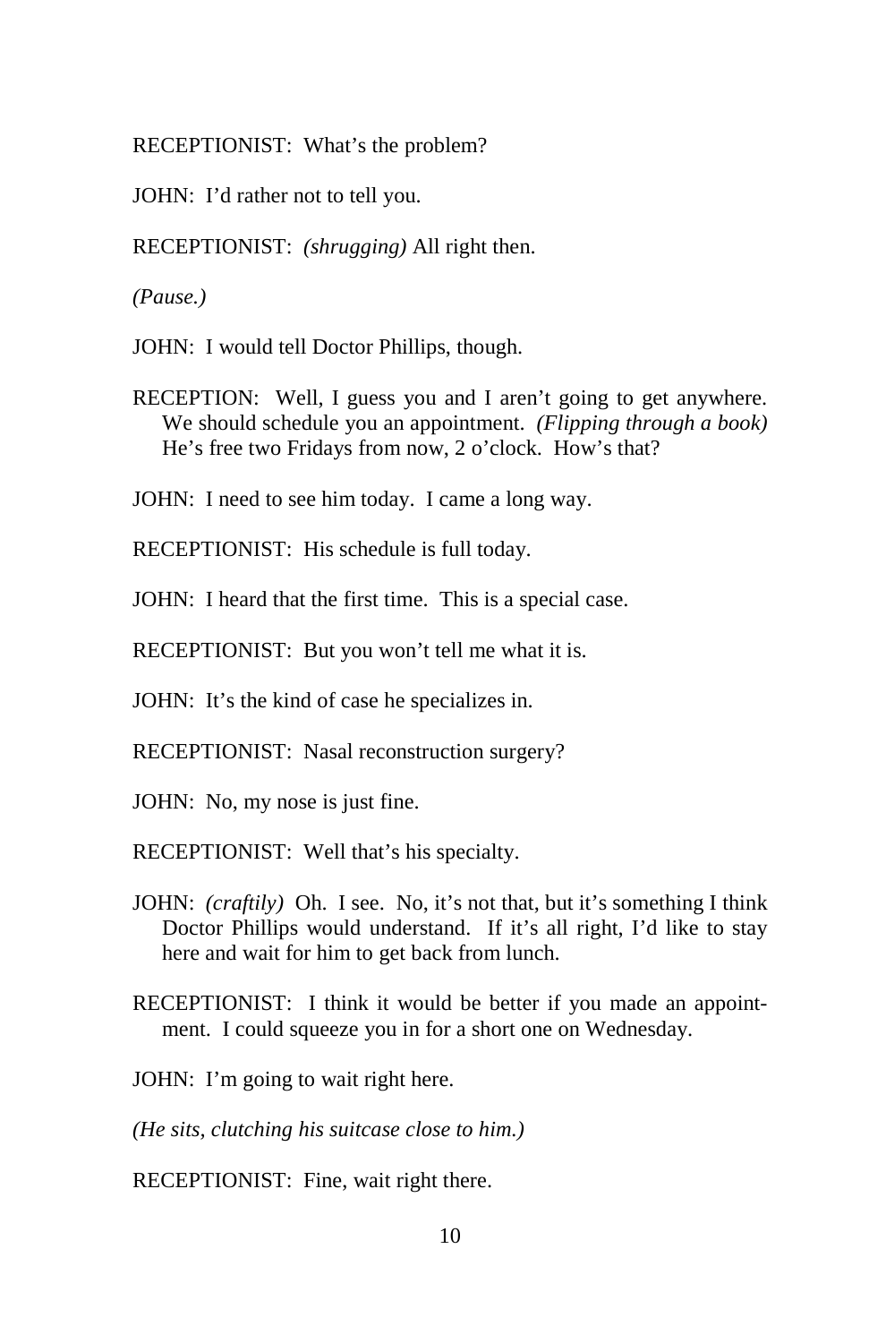RECEPTIONIST: What's the problem?

JOHN: I'd rather not to tell you.

RECEPTIONIST: *(shrugging)* All right then.

*(Pause.)*

JOHN: I would tell Doctor Phillips, though.

RECEPTION: Well, I guess you and I aren't going to get anywhere. We should schedule you an appointment. *(Flipping through a book)* He's free two Fridays from now, 2 o'clock. How's that?

JOHN: I need to see him today. I came a long way.

RECEPTIONIST: His schedule is full today.

JOHN: I heard that the first time. This is a special case.

RECEPTIONIST: But you won't tell me what it is.

JOHN: It's the kind of case he specializes in.

RECEPTIONIST: Nasal reconstruction surgery?

JOHN: No, my nose is just fine.

RECEPTIONIST: Well that's his specialty.

JOHN: *(craftily)* Oh. I see. No, it's not that, but it's something I think Doctor Phillips would understand. If it's all right, I'd like to stay here and wait for him to get back from lunch.

RECEPTIONIST: I think it would be better if you made an appointment. I could squeeze you in for a short one on Wednesday.

JOHN: I'm going to wait right here.

*(He sits, clutching his suitcase close to him.)*

RECEPTIONIST: Fine, wait right there.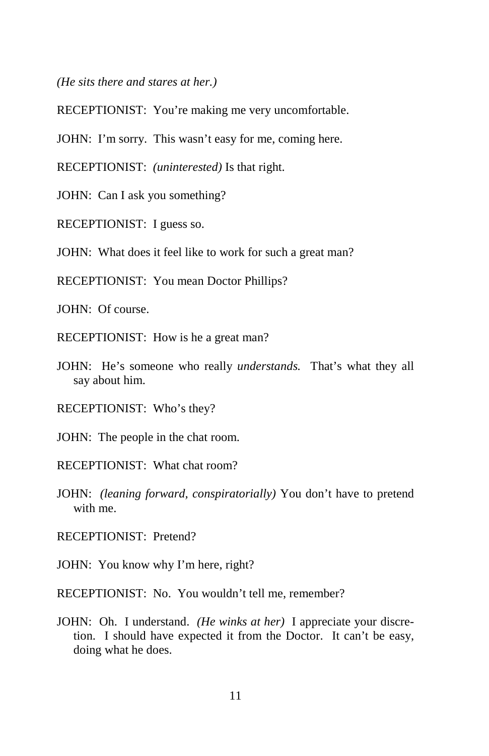*(He sits there and stares at her.)*

RECEPTIONIST: You're making me very uncomfortable.

JOHN: I'm sorry. This wasn't easy for me, coming here.

RECEPTIONIST: *(uninterested)* Is that right.

JOHN: Can I ask you something?

RECEPTIONIST: I guess so.

JOHN: What does it feel like to work for such a great man?

RECEPTIONIST: You mean Doctor Phillips?

JOHN: Of course.

RECEPTIONIST: How is he a great man?

JOHN: He's someone who really *understands.* That's what they all say about him.

RECEPTIONIST: Who's they?

JOHN: The people in the chat room.

RECEPTIONIST: What chat room?

JOHN: *(leaning forward, conspiratorially)* You don't have to pretend with me.

RECEPTIONIST: Pretend?

JOHN: You know why I'm here, right?

RECEPTIONIST: No. You wouldn't tell me, remember?

JOHN: Oh. I understand. *(He winks at her)* I appreciate your discretion. I should have expected it from the Doctor. It can't be easy, doing what he does.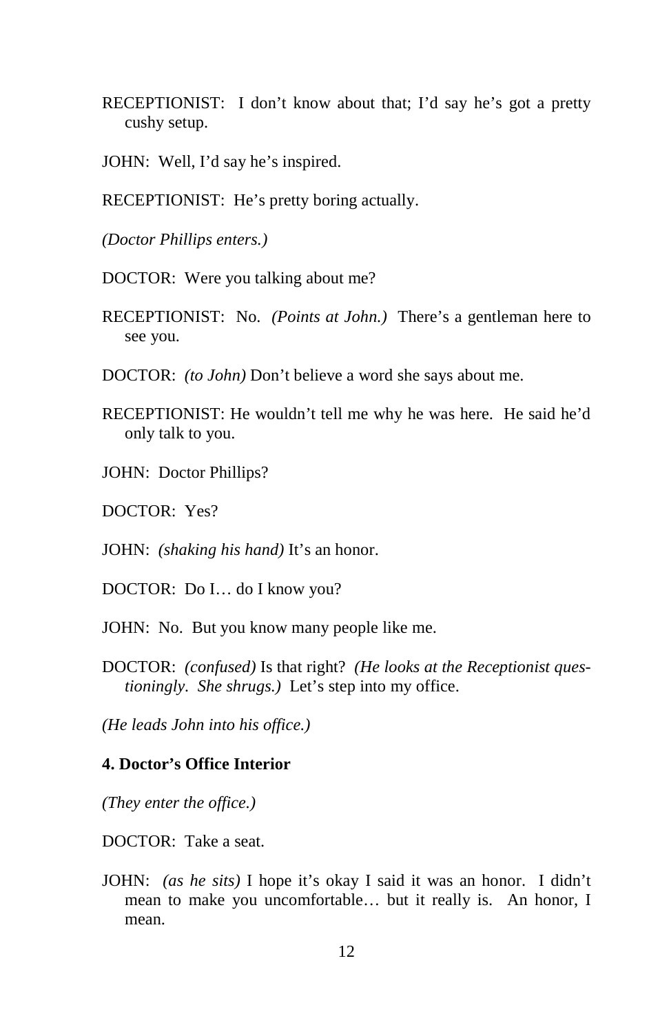RECEPTIONIST: I don't know about that; I'd say he's got a pretty cushy setup.

JOHN: Well, I'd say he's inspired.

RECEPTIONIST: He's pretty boring actually.

*(Doctor Phillips enters.)*

DOCTOR: Were you talking about me?

RECEPTIONIST: No. *(Points at John.)* There's a gentleman here to see you.

DOCTOR: *(to John)* Don't believe a word she says about me.

RECEPTIONIST: He wouldn't tell me why he was here. He said he'd only talk to you.

JOHN: Doctor Phillips?

DOCTOR: Yes?

JOHN: *(shaking his hand)* It's an honor.

DOCTOR: Do I… do I know you?

JOHN: No. But you know many people like me.

DOCTOR: *(confused)* Is that right? *(He looks at the Receptionist questioningly. She shrugs.)* Let's step into my office.

*(He leads John into his office.)*

**4. Doctor's Office Interior**

*(They enter the office.)*

DOCTOR: Take a seat.

JOHN: *(as he sits)* I hope it's okay I said it was an honor. I didn't mean to make you uncomfortable… but it really is. An honor, I mean.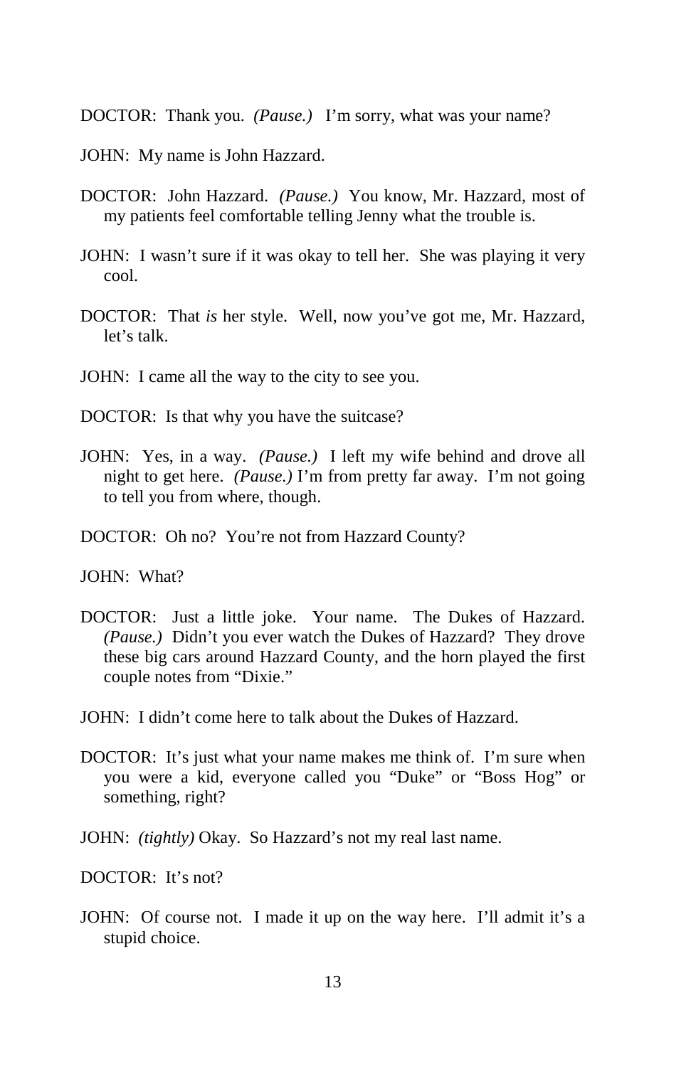DOCTOR: Thank you. *(Pause.)* I'm sorry, what was your name?

JOHN: My name is John Hazzard.

DOCTOR: John Hazzard. *(Pause.)* You know, Mr. Hazzard, most of my patients feel comfortable telling Jenny what the trouble is.

JOHN: I wasn't sure if it was okay to tell her. She was playing it very cool.

DOCTOR: That *is* her style. Well, now you've got me, Mr. Hazzard, let's talk.

JOHN: I came all the way to the city to see you.

DOCTOR: Is that why you have the suitcase?

JOHN: Yes, in a way. *(Pause.)* I left my wife behind and drove all night to get here. *(Pause.)* I'm from pretty far away. I'm not going to tell you from where, though.

DOCTOR: Oh no? You're not from Hazzard County?

JOHN: What?

DOCTOR: Just a little joke. Your name. The Dukes of Hazzard. *(Pause.)* Didn't you ever watch the Dukes of Hazzard? They drove these big cars around Hazzard County, and the horn played the first couple notes from "Dixie."

JOHN: I didn't come here to talk about the Dukes of Hazzard.

DOCTOR: It's just what your name makes me think of. I'm sure when you were a kid, everyone called you "Duke" or "Boss Hog" or something, right?

JOHN: *(tightly)* Okay. So Hazzard's not my real last name.

DOCTOR: It's not?

JOHN: Of course not. I made it up on the way here. I'll admit it's a stupid choice.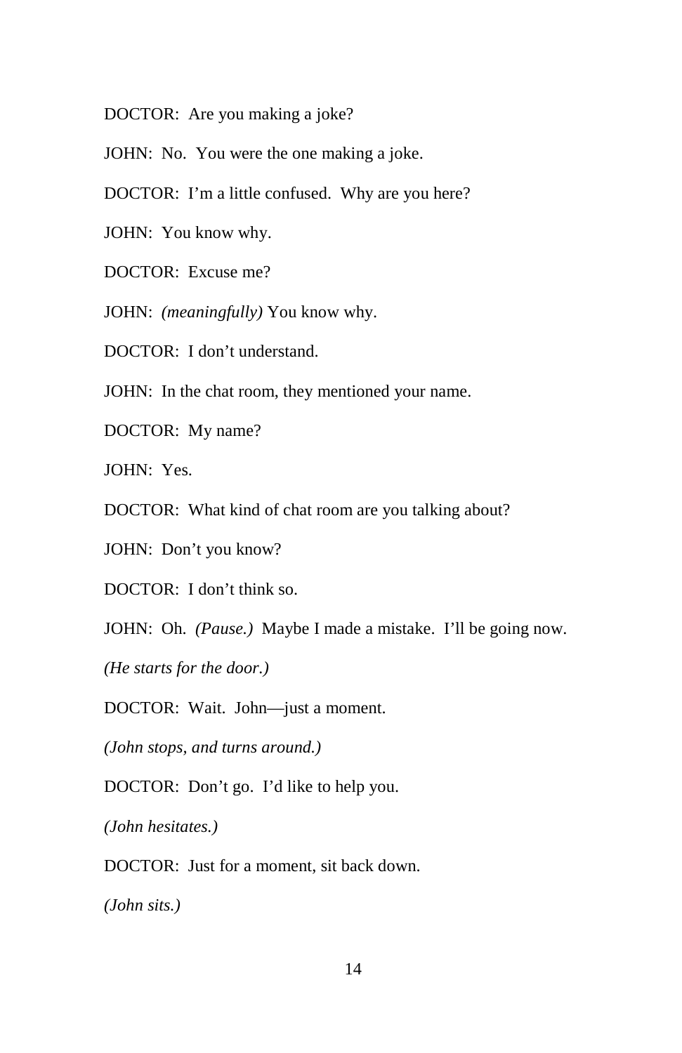DOCTOR:  Are you making a joke?

JOHN:  No.  You were the one making a joke.

DOCTOR:  I'm a little confused.  Why are you here?

JOHN:  You know why.

DOCTOR:  Excuse me?

JOHN:  *(meaningfully)* You know why.

DOCTOR:  I don't understand.

JOHN:  In the chat room, they mentioned your name.

DOCTOR:  My name?

JOHN:  Yes.

DOCTOR:  What kind of chat room are you talking about?

JOHN:  Don't you know?

DOCTOR:  I don't think so.

JOHN:  Oh.  *(Pause.)*  Maybe I made a mistake.  I'll be going now.

*(He starts for the door.)*

DOCTOR:  Wait.  John—just a moment.

*(John stops, and turns around.)*

DOCTOR:  Don't go.  I'd like to help you.

*(John hesitates.)*

DOCTOR:  Just for a moment, sit back down.

*(John sits.)*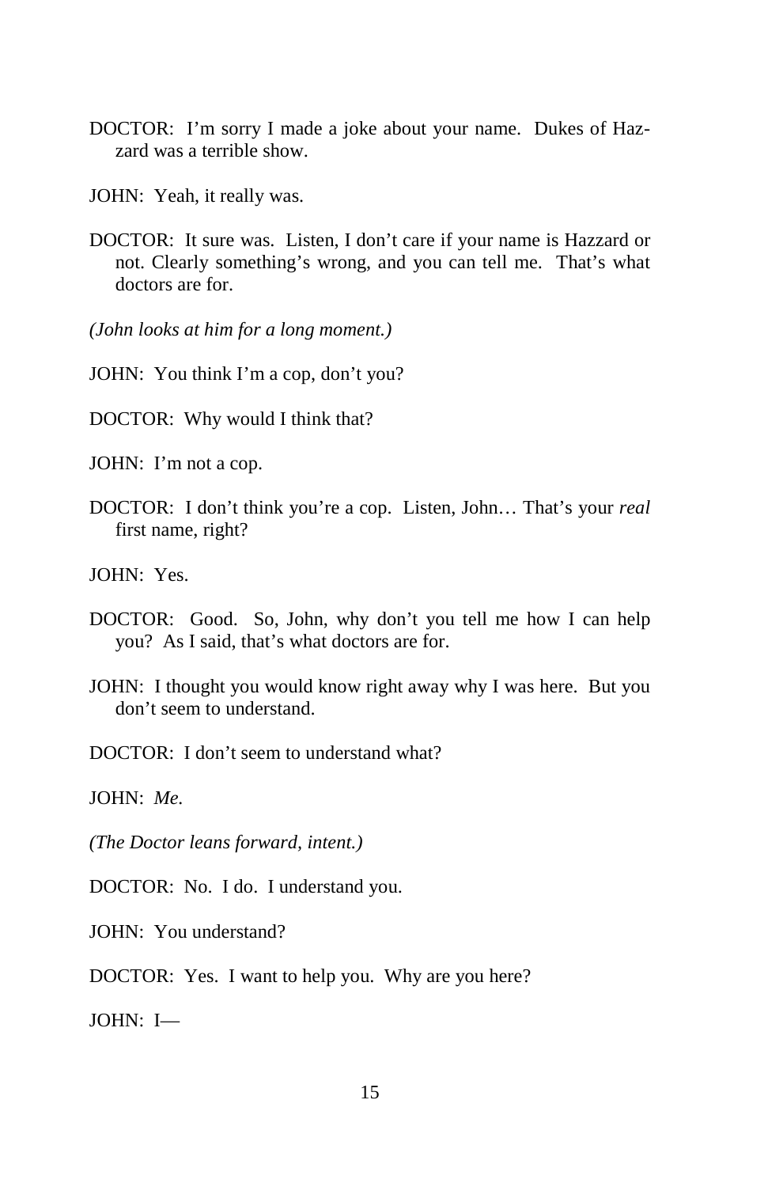DOCTOR: I'm sorry I made a joke about your name. Dukes of Hazzard was a terrible show.

JOHN: Yeah, it really was.

DOCTOR: It sure was. Listen, I don't care if your name is Hazzard or not. Clearly something's wrong, and you can tell me. That's what doctors are for.

*(John looks at him for a long moment.)*

JOHN: You think I'm a cop, don't you?

DOCTOR: Why would I think that?

JOHN: I'm not a cop.

DOCTOR: I don't think you're a cop. Listen, John… That's your *real* first name, right?

JOHN: Yes.

DOCTOR: Good. So, John, why don't you tell me how I can help you? As I said, that's what doctors are for.

JOHN: I thought you would know right away why I was here. But you don't seem to understand.

DOCTOR: I don't seem to understand what?

JOHN: *Me.*

*(The Doctor leans forward, intent.)*

DOCTOR: No. I do. I understand you.

JOHN: You understand?

DOCTOR: Yes. I want to help you. Why are you here?

JOHN: I—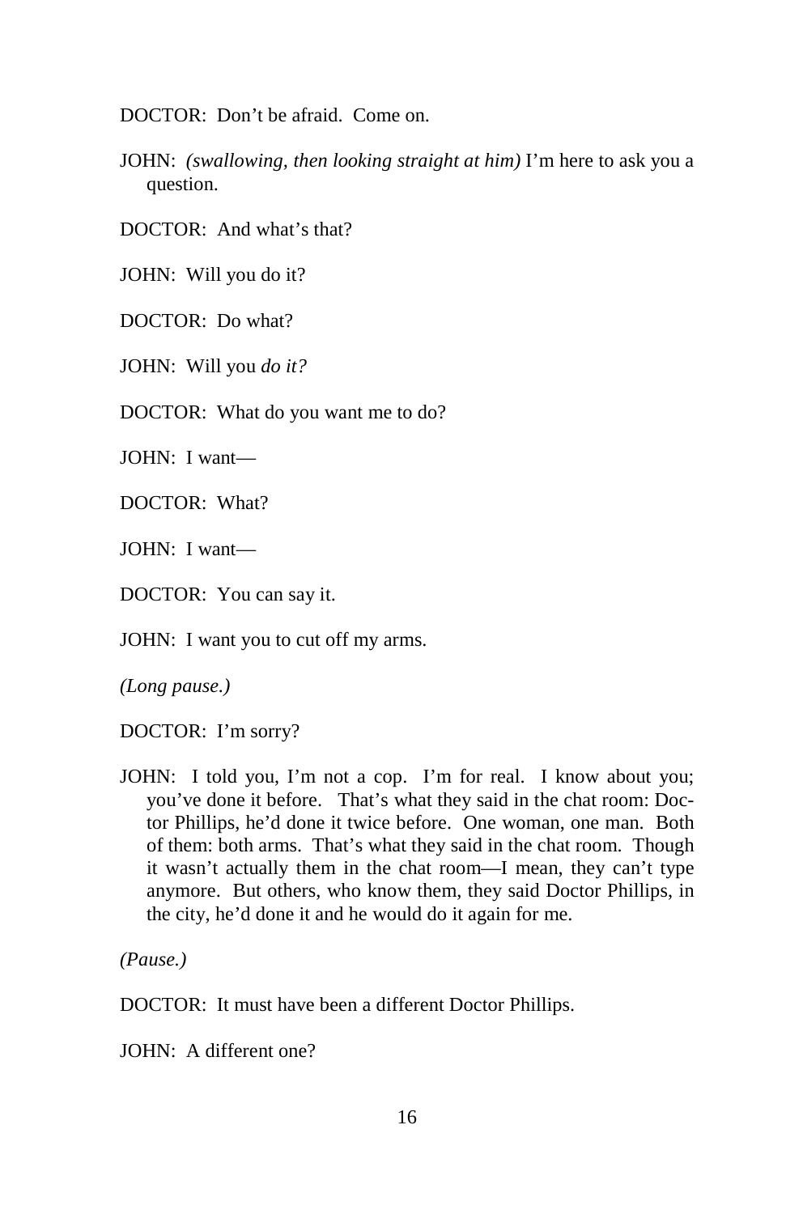DOCTOR: Don't be afraid. Come on.

JOHN: *(swallowing, then looking straight at him)* I'm here to ask you a question.

DOCTOR: And what's that?

JOHN: Will you do it?

DOCTOR: Do what?

JOHN: Will you *do it?*

DOCTOR: What do you want me to do?

JOHN: I want—

DOCTOR: What?

JOHN: I want—

DOCTOR: You can say it.

JOHN: I want you to cut off my arms.

*(Long pause.)*

DOCTOR: I'm sorry?

JOHN: I told you, I'm not a cop. I'm for real. I know about you; you've done it before. That's what they said in the chat room: Doctor Phillips, he'd done it twice before. One woman, one man. Both of them: both arms. That's what they said in the chat room. Though it wasn't actually them in the chat room—I mean, they can't type anymore. But others, who know them, they said Doctor Phillips, in the city, he'd done it and he would do it again for me.

*(Pause.)*

DOCTOR: It must have been a different Doctor Phillips.

JOHN: A different one?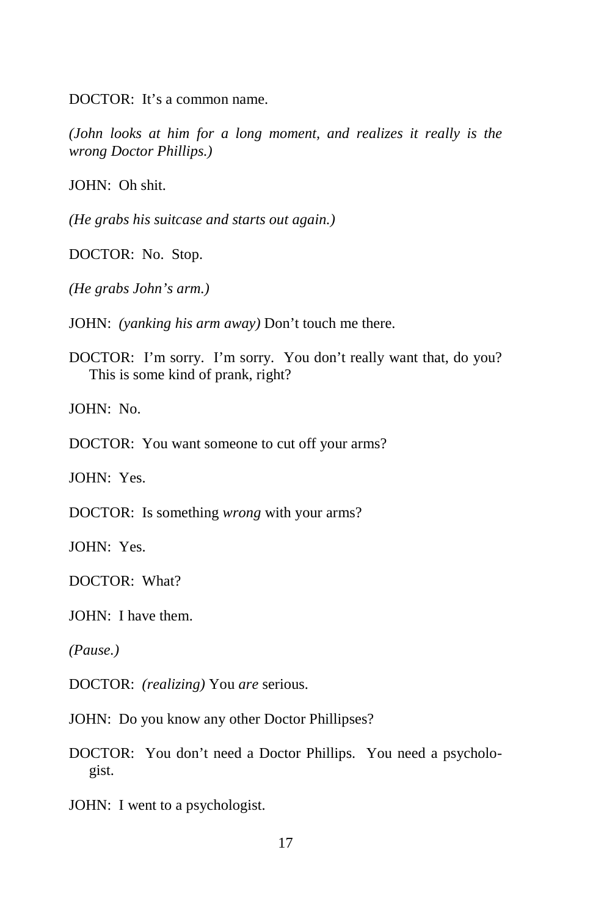DOCTOR: It's a common name.

*(John looks at him for a long moment, and realizes it really is the wrong Doctor Phillips.)*

JOHN: Oh shit.

*(He grabs his suitcase and starts out again.)*

DOCTOR: No. Stop.

*(He grabs John's arm.)*

JOHN: *(yanking his arm away)* Don't touch me there.

DOCTOR: I'm sorry. I'm sorry. You don't really want that, do you? This is some kind of prank, right?

JOHN: No.

DOCTOR: You want someone to cut off your arms?

JOHN: Yes.

DOCTOR: Is something *wrong* with your arms?

JOHN: Yes.

DOCTOR: What?

JOHN: I have them.

*(Pause.)*

DOCTOR: *(realizing)* You *are* serious.

JOHN: Do you know any other Doctor Phillipses?

DOCTOR: You don't need a Doctor Phillips. You need a psychologist.

JOHN: I went to a psychologist.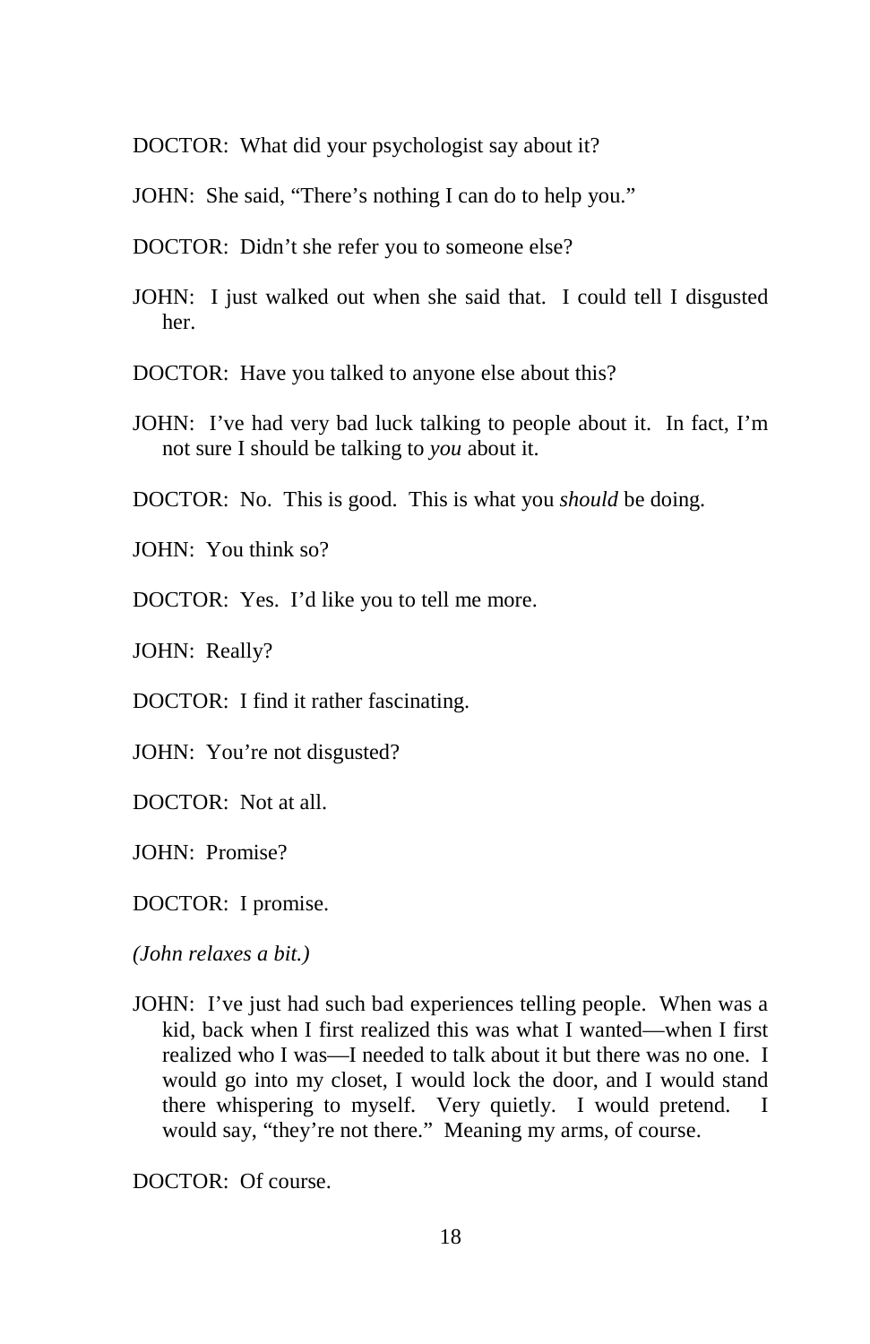DOCTOR: What did your psychologist say about it?

JOHN: She said, "There's nothing I can do to help you."

DOCTOR: Didn't she refer you to someone else?

JOHN: I just walked out when she said that. I could tell I disgusted her.

DOCTOR: Have you talked to anyone else about this?

JOHN: I've had very bad luck talking to people about it. In fact, I'm not sure I should be talking to *you* about it.

DOCTOR: No. This is good. This is what you *should* be doing.

JOHN: You think so?

DOCTOR: Yes. I'd like you to tell me more.

JOHN: Really?

DOCTOR: I find it rather fascinating.

JOHN: You're not disgusted?

DOCTOR: Not at all.

JOHN: Promise?

DOCTOR: I promise.

*(John relaxes a bit.)*

JOHN: I've just had such bad experiences telling people. When was a kid, back when I first realized this was what I wanted—when I first realized who I was—I needed to talk about it but there was no one. I would go into my closet, I would lock the door, and I would stand there whispering to myself. Very quietly. I would pretend. I would say, "they're not there." Meaning my arms, of course.

DOCTOR: Of course.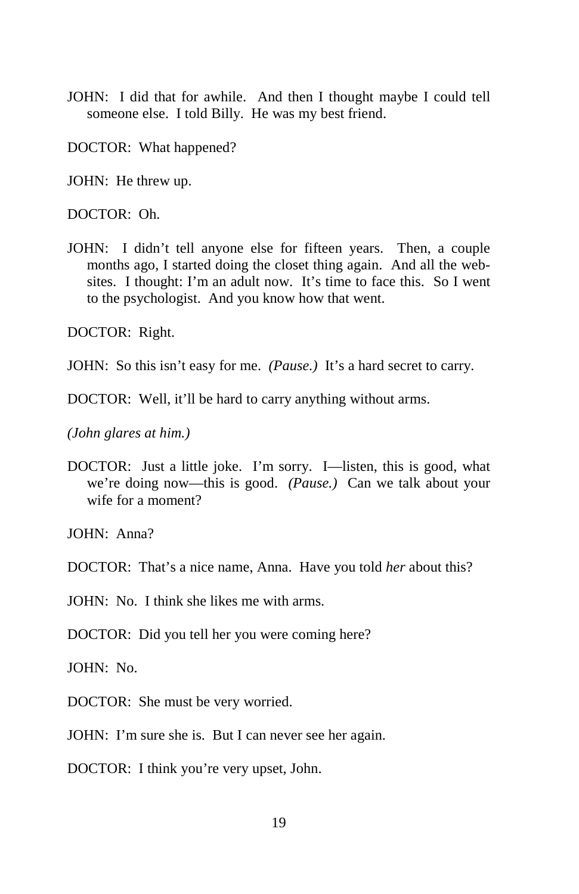JOHN: I did that for awhile. And then I thought maybe I could tell someone else. I told Billy. He was my best friend.

DOCTOR: What happened?

JOHN: He threw up.

DOCTOR: Oh.

JOHN: I didn't tell anyone else for fifteen years. Then, a couple months ago, I started doing the closet thing again. And all the web-sites. I thought: I'm an adult now. It's time to face this. So I went to the psychologist. And you know how that went.

DOCTOR: Right.

JOHN: So this isn't easy for me. *(Pause.)* It's a hard secret to carry.

DOCTOR: Well, it'll be hard to carry anything without arms.

*(John glares at him.)*

DOCTOR: Just a little joke. I'm sorry. I—listen, this is good, what we're doing now—this is good. *(Pause.)* Can we talk about your wife for a moment?

JOHN: Anna?

DOCTOR: That's a nice name, Anna. Have you told *her* about this?

JOHN: No. I think she likes me with arms.

DOCTOR: Did you tell her you were coming here?

JOHN: No.

DOCTOR: She must be very worried.

JOHN: I'm sure she is. But I can never see her again.

DOCTOR: I think you're very upset, John.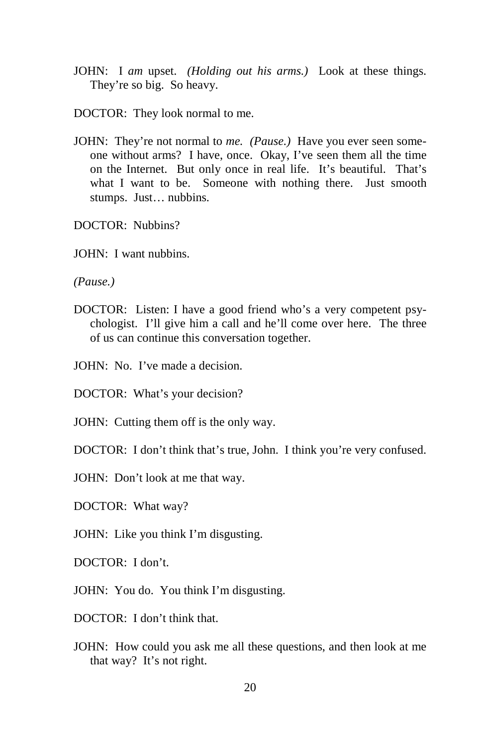JOHN: I *am* upset. *(Holding out his arms.)* Look at these things. They're so big. So heavy.

DOCTOR: They look normal to me.

JOHN: They're not normal to *me. (Pause.)* Have you ever seen someone without arms? I have, once. Okay, I've seen them all the time on the Internet. But only once in real life. It's beautiful. That's what I want to be. Someone with nothing there. Just smooth stumps. Just… nubbins.

DOCTOR: Nubbins?

JOHN: I want nubbins.

*(Pause.)*

DOCTOR: Listen: I have a good friend who's a very competent psychologist. I'll give him a call and he'll come over here. The three of us can continue this conversation together.

JOHN: No. I've made a decision.

DOCTOR: What's your decision?

JOHN: Cutting them off is the only way.

DOCTOR: I don't think that's true, John. I think you're very confused.

JOHN: Don't look at me that way.

DOCTOR: What way?

JOHN: Like you think I'm disgusting.

DOCTOR: I don't.

JOHN: You do. You think I'm disgusting.

DOCTOR: I don't think that.

JOHN: How could you ask me all these questions, and then look at me that way? It's not right.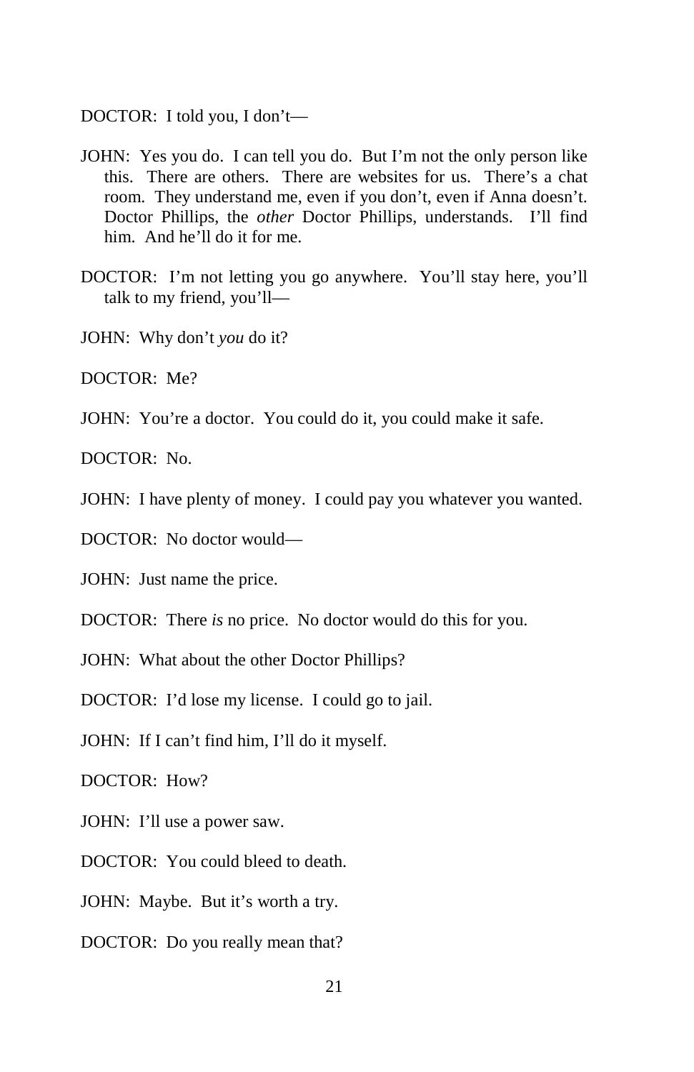DOCTOR: I told you, I don't—

JOHN: Yes you do. I can tell you do. But I'm not the only person like this. There are others. There are websites for us. There's a chat room. They understand me, even if you don't, even if Anna doesn't. Doctor Phillips, the *other* Doctor Phillips, understands. I'll find him. And he'll do it for me.

DOCTOR: I'm not letting you go anywhere. You'll stay here, you'll talk to my friend, you'll—

JOHN: Why don't *you* do it?

DOCTOR: Me?

JOHN: You're a doctor. You could do it, you could make it safe.

DOCTOR: No.

JOHN: I have plenty of money. I could pay you whatever you wanted.

DOCTOR: No doctor would—

JOHN: Just name the price.

DOCTOR: There *is* no price. No doctor would do this for you.

JOHN: What about the other Doctor Phillips?

DOCTOR: I'd lose my license. I could go to jail.

JOHN: If I can't find him, I'll do it myself.

DOCTOR: How?

JOHN: I'll use a power saw.

DOCTOR: You could bleed to death.

JOHN: Maybe. But it's worth a try.

DOCTOR: Do you really mean that?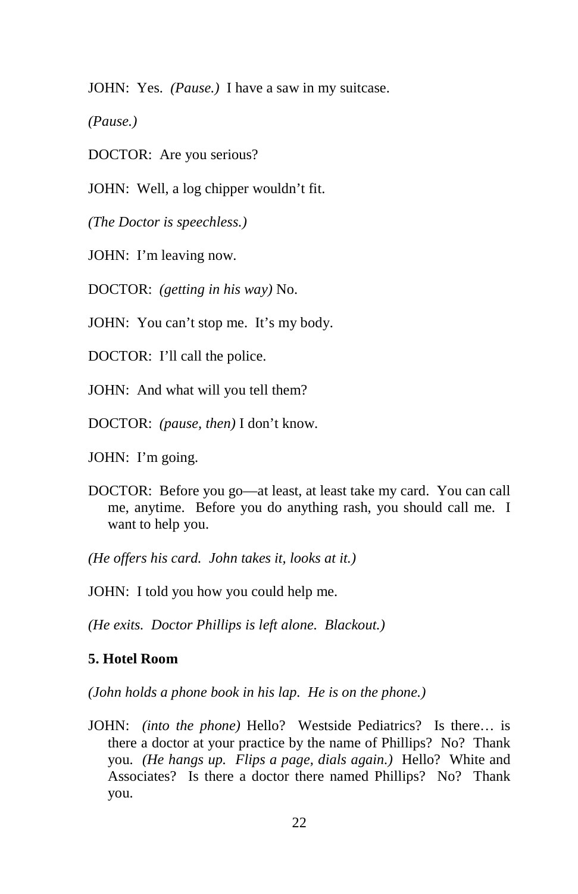JOHN: Yes. *(Pause.)* I have a saw in my suitcase.

*(Pause.)*

DOCTOR: Are you serious?

JOHN: Well, a log chipper wouldn't fit.

*(The Doctor is speechless.)*

JOHN: I'm leaving now.

DOCTOR: *(getting in his way)* No.

JOHN: You can't stop me. It's my body.

DOCTOR: I'll call the police.

JOHN: And what will you tell them?

DOCTOR: *(pause, then)* I don't know.

JOHN: I'm going.

DOCTOR: Before you go—at least, at least take my card. You can call me, anytime. Before you do anything rash, you should call me. I want to help you.

*(He offers his card. John takes it, looks at it.)*

JOHN: I told you how you could help me.

*(He exits. Doctor Phillips is left alone. Blackout.)*

**5. Hotel Room**

*(John holds a phone book in his lap. He is on the phone.)*

JOHN: *(into the phone)* Hello? Westside Pediatrics? Is there… is there a doctor at your practice by the name of Phillips? No? Thank you. *(He hangs up. Flips a page, dials again.)* Hello? White and Associates? Is there a doctor there named Phillips? No? Thank you.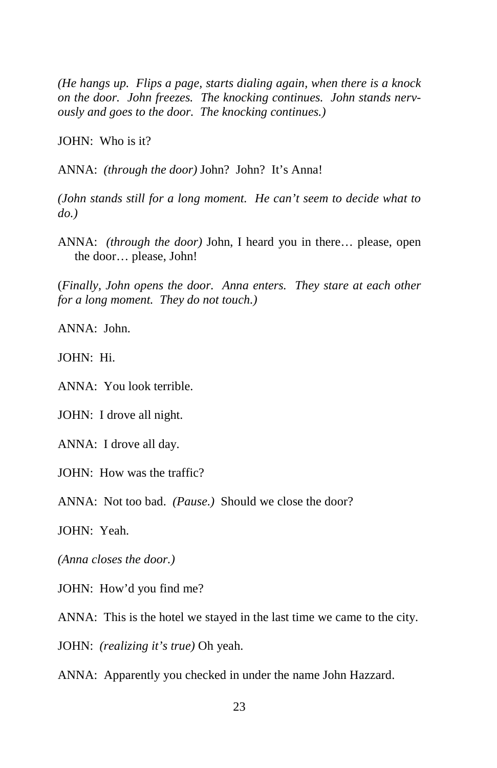*(He hangs up. Flips a page, starts dialing again, when there is a knock on the door. John freezes. The knocking continues. John stands nervously and goes to the door. The knocking continues.)*

JOHN: Who is it?

ANNA: *(through the door)* John? John? It's Anna!

*(John stands still for a long moment. He can't seem to decide what to do.)*

ANNA: *(through the door)* John, I heard you in there… please, open the door… please, John!

(*Finally, John opens the door. Anna enters. They stare at each other for a long moment. They do not touch.)*

ANNA: John.

JOHN: Hi.

ANNA: You look terrible.

JOHN: I drove all night.

ANNA: I drove all day.

JOHN: How was the traffic?

ANNA: Not too bad. *(Pause.)* Should we close the door?

JOHN: Yeah.

*(Anna closes the door.)*

JOHN: How'd you find me?

ANNA: This is the hotel we stayed in the last time we came to the city.

JOHN: *(realizing it's true)* Oh yeah.

ANNA: Apparently you checked in under the name John Hazzard.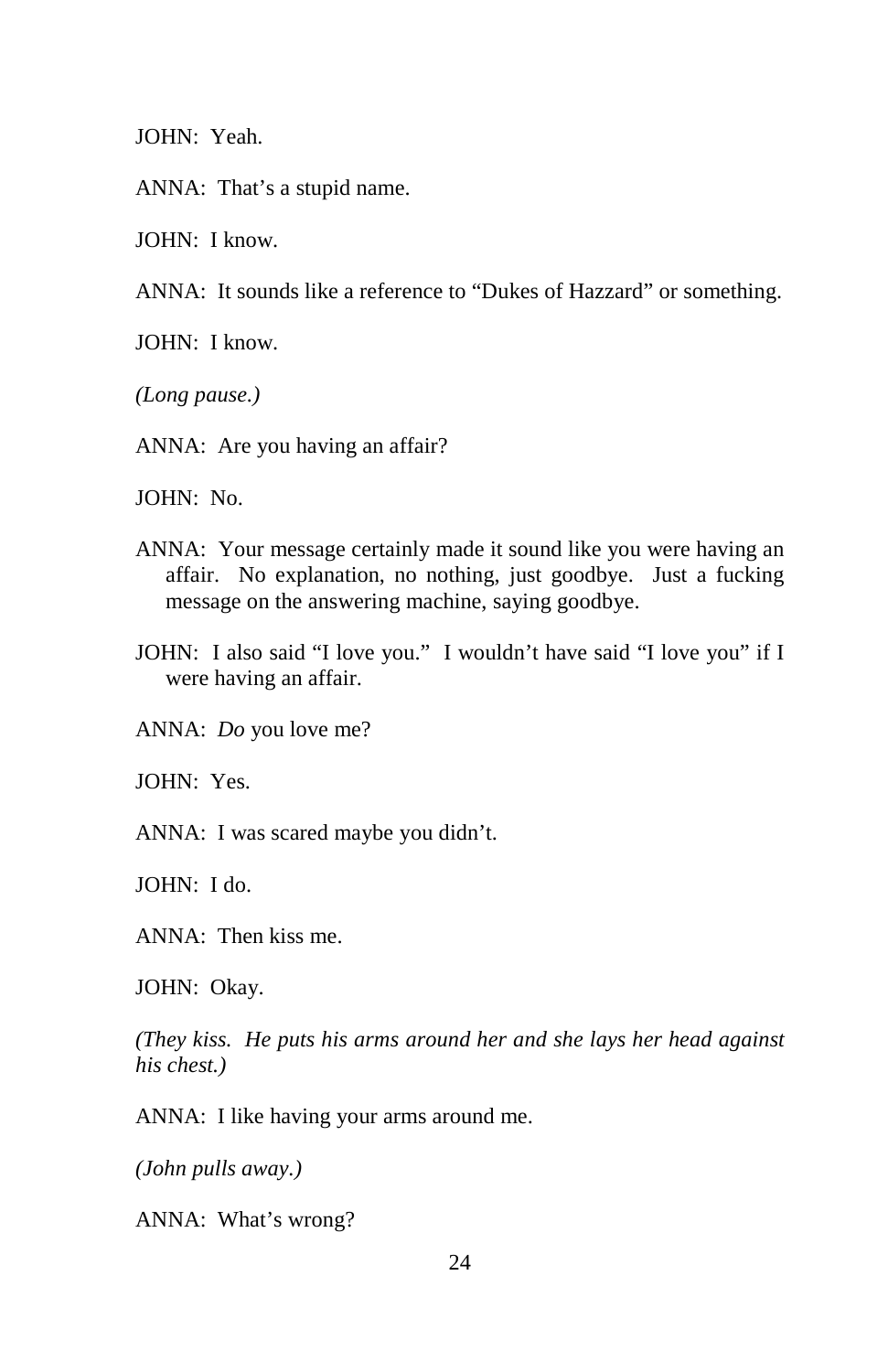JOHN: Yeah.

ANNA: That's a stupid name.

JOHN: I know.

ANNA: It sounds like a reference to "Dukes of Hazzard" or something.

JOHN: I know.

*(Long pause.)*

ANNA: Are you having an affair?

JOHN: No.

ANNA: Your message certainly made it sound like you were having an affair. No explanation, no nothing, just goodbye. Just a fucking message on the answering machine, saying goodbye.

JOHN: I also said "I love you." I wouldn't have said "I love you" if I were having an affair.

ANNA: *Do* you love me?

JOHN: Yes.

ANNA: I was scared maybe you didn't.

JOHN: I do.

ANNA: Then kiss me.

JOHN: Okay.

*(They kiss. He puts his arms around her and she lays her head against his chest.)*

ANNA: I like having your arms around me.

*(John pulls away.)*

ANNA: What's wrong?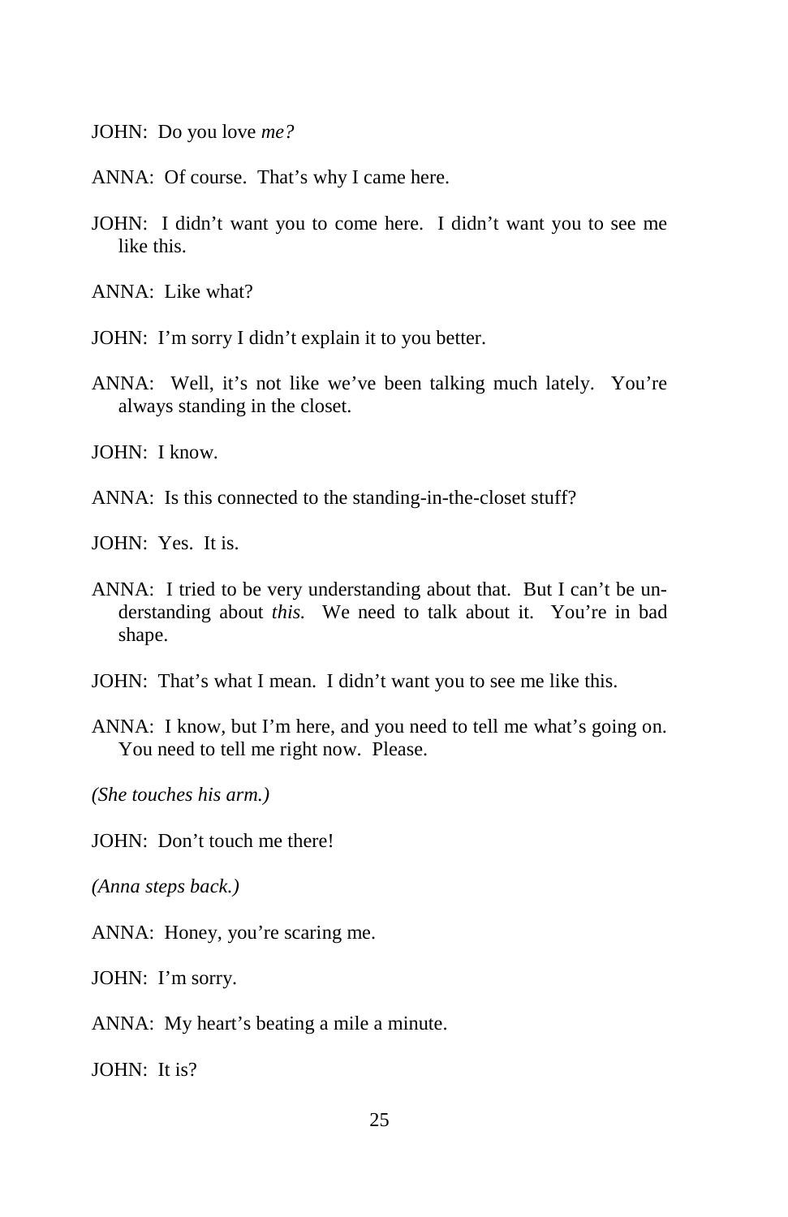JOHN: Do you love *me?*

ANNA: Of course. That's why I came here.

JOHN: I didn't want you to come here. I didn't want you to see me like this.

ANNA: Like what?

JOHN: I'm sorry I didn't explain it to you better.

ANNA: Well, it's not like we've been talking much lately. You're always standing in the closet.

JOHN: I know.

ANNA: Is this connected to the standing-in-the-closet stuff?

JOHN: Yes. It is.

ANNA: I tried to be very understanding about that. But I can't be understanding about *this.* We need to talk about it. You're in bad shape.

JOHN: That's what I mean. I didn't want you to see me like this.

ANNA: I know, but I'm here, and you need to tell me what's going on. You need to tell me right now. Please.

*(She touches his arm.)*

JOHN: Don't touch me there!

*(Anna steps back.)*

ANNA: Honey, you're scaring me.

JOHN: I'm sorry.

ANNA: My heart's beating a mile a minute.

JOHN: It is?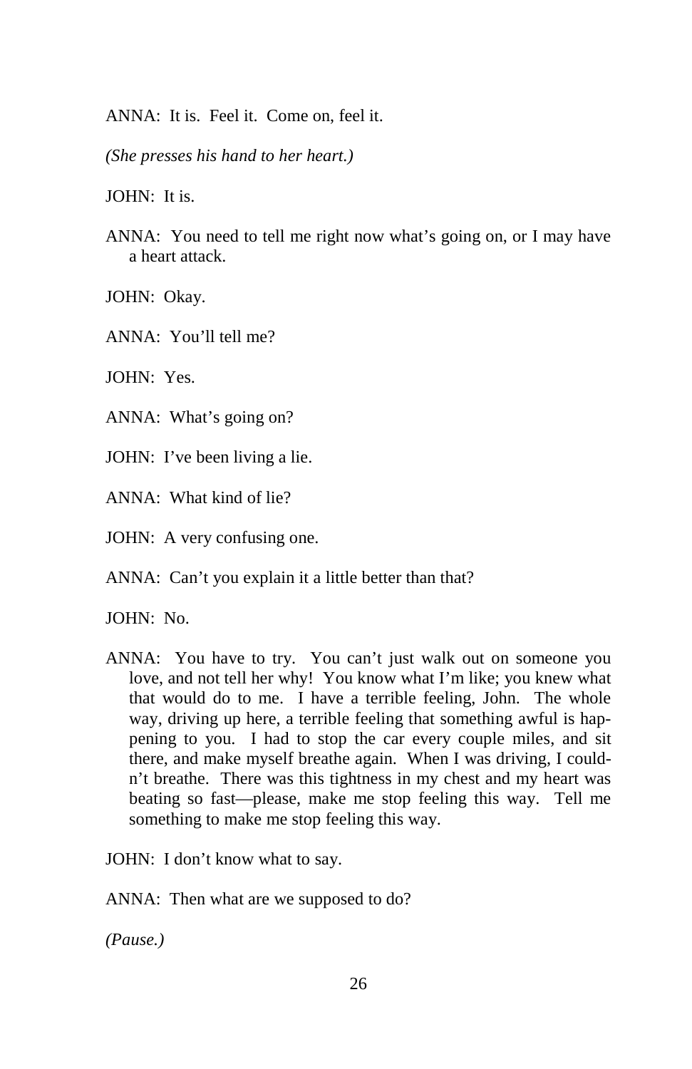ANNA: It is. Feel it. Come on, feel it.

*(She presses his hand to her heart.)*

JOHN: It is.

ANNA: You need to tell me right now what's going on, or I may have a heart attack.

JOHN: Okay.

ANNA: You'll tell me?

JOHN: Yes.

ANNA: What's going on?

JOHN: I've been living a lie.

ANNA: What kind of lie?

JOHN: A very confusing one.

ANNA: Can't you explain it a little better than that?

JOHN: No.

ANNA: You have to try. You can't just walk out on someone you love, and not tell her why! You know what I'm like; you knew what that would do to me. I have a terrible feeling, John. The whole way, driving up here, a terrible feeling that something awful is happening to you. I had to stop the car every couple miles, and sit there, and make myself breathe again. When I was driving, I couldn't breathe. There was this tightness in my chest and my heart was beating so fast—please, make me stop feeling this way. Tell me something to make me stop feeling this way.

JOHN: I don't know what to say.

ANNA: Then what are we supposed to do?

*(Pause.)*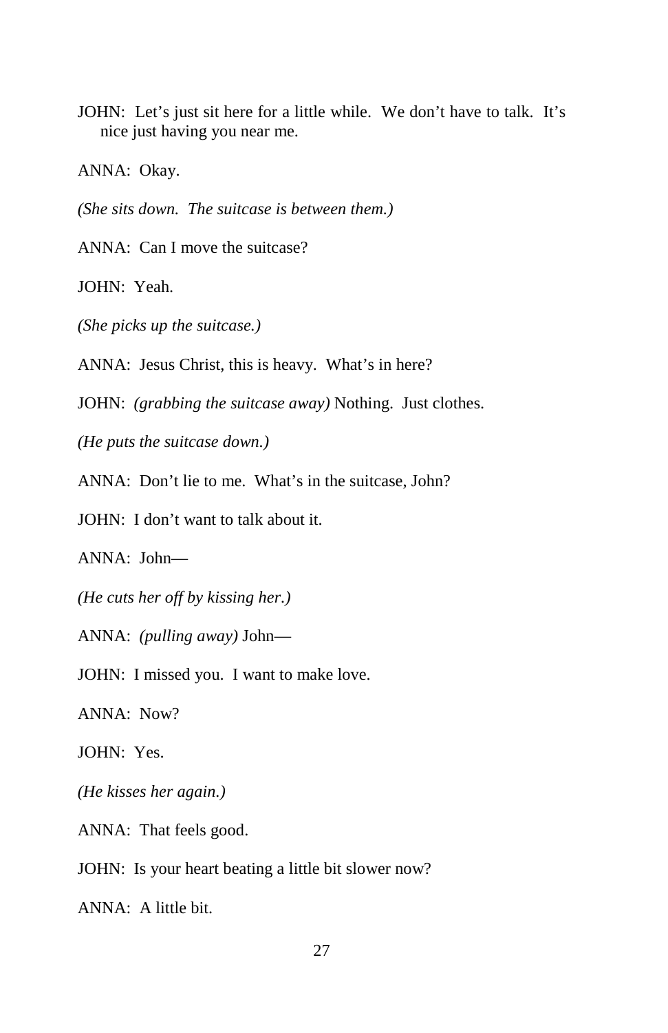JOHN: Let's just sit here for a little while. We don't have to talk. It's nice just having you near me.

ANNA: Okay.

*(She sits down. The suitcase is between them.)*

ANNA: Can I move the suitcase?

JOHN: Yeah.

*(She picks up the suitcase.)*

ANNA: Jesus Christ, this is heavy. What's in here?

JOHN: *(grabbing the suitcase away)* Nothing. Just clothes.

*(He puts the suitcase down.)*

ANNA: Don't lie to me. What's in the suitcase, John?

JOHN: I don't want to talk about it.

ANNA: John—

*(He cuts her off by kissing her.)*

ANNA: *(pulling away)* John—

JOHN: I missed you. I want to make love.

ANNA: Now?

JOHN: Yes.

*(He kisses her again.)*

ANNA: That feels good.

JOHN: Is your heart beating a little bit slower now?

ANNA: A little bit.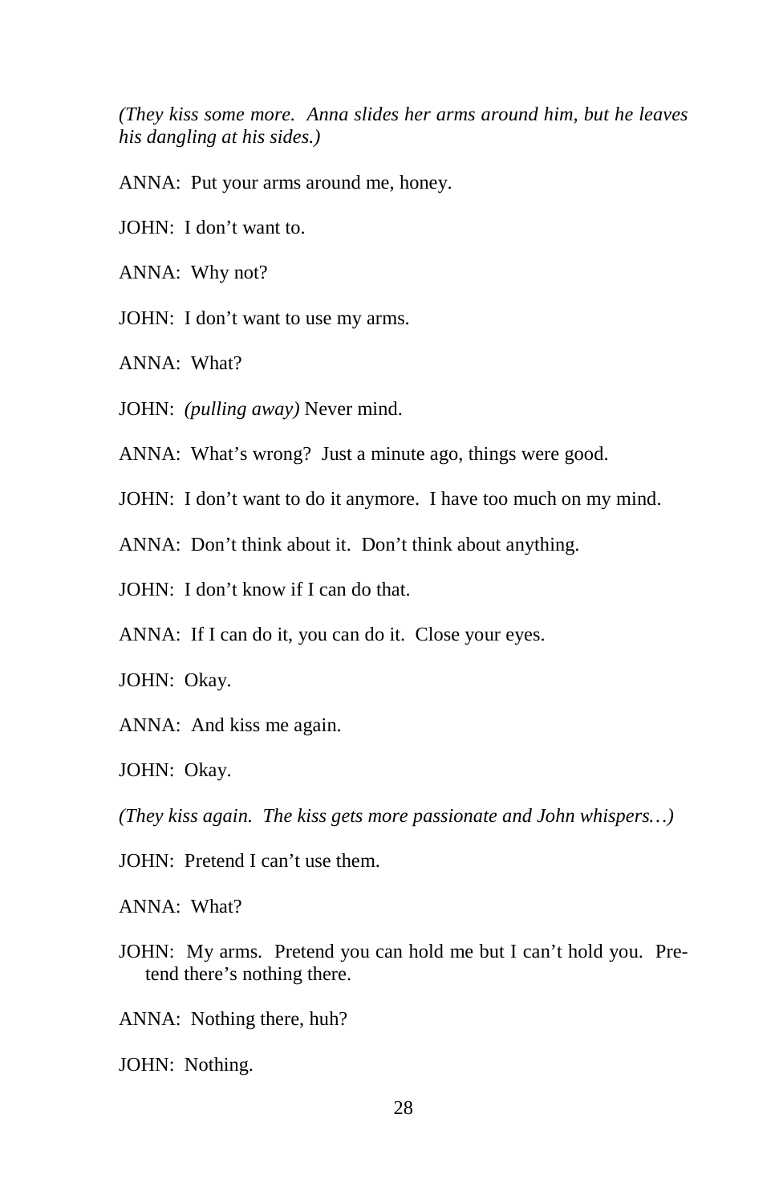*(They kiss some more. Anna slides her arms around him, but he leaves his dangling at his sides.)*

ANNA: Put your arms around me, honey.

JOHN: I don't want to.

ANNA: Why not?

JOHN: I don't want to use my arms.

ANNA: What?

JOHN: *(pulling away)* Never mind.

ANNA: What's wrong? Just a minute ago, things were good.

JOHN: I don't want to do it anymore. I have too much on my mind.

ANNA: Don't think about it. Don't think about anything.

JOHN: I don't know if I can do that.

ANNA: If I can do it, you can do it. Close your eyes.

JOHN: Okay.

ANNA: And kiss me again.

JOHN: Okay.

*(They kiss again. The kiss gets more passionate and John whispers…)*

JOHN: Pretend I can't use them.

ANNA: What?

JOHN: My arms. Pretend you can hold me but I can't hold you. Pretend there's nothing there.

ANNA: Nothing there, huh?

JOHN: Nothing.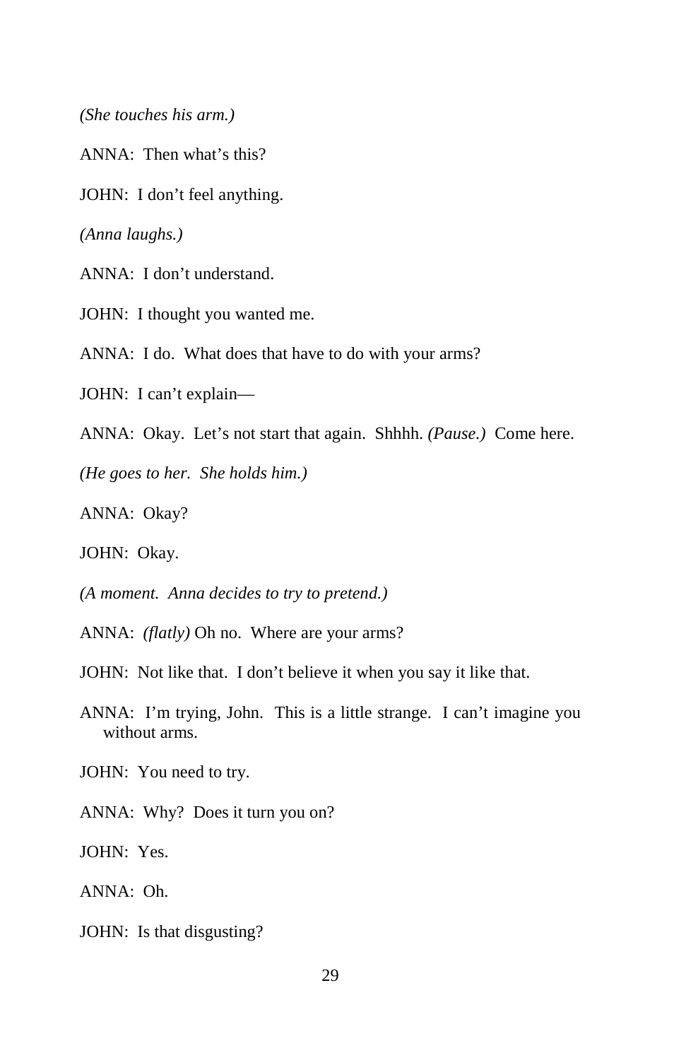*(She touches his arm.)*

ANNA: Then what's this?

JOHN: I don't feel anything.

*(Anna laughs.)*

ANNA: I don't understand.

JOHN: I thought you wanted me.

ANNA: I do. What does that have to do with your arms?

JOHN: I can't explain—

ANNA: Okay. Let's not start that again. Shhhh. *(Pause.)* Come here.

*(He goes to her. She holds him.)*

ANNA: Okay?

JOHN: Okay.

*(A moment. Anna decides to try to pretend.)*

ANNA: *(flatly)* Oh no. Where are your arms?

JOHN: Not like that. I don't believe it when you say it like that.

ANNA: I'm trying, John. This is a little strange. I can't imagine you without arms.

JOHN: You need to try.

ANNA: Why? Does it turn you on?

JOHN: Yes.

ANNA: Oh.

JOHN: Is that disgusting?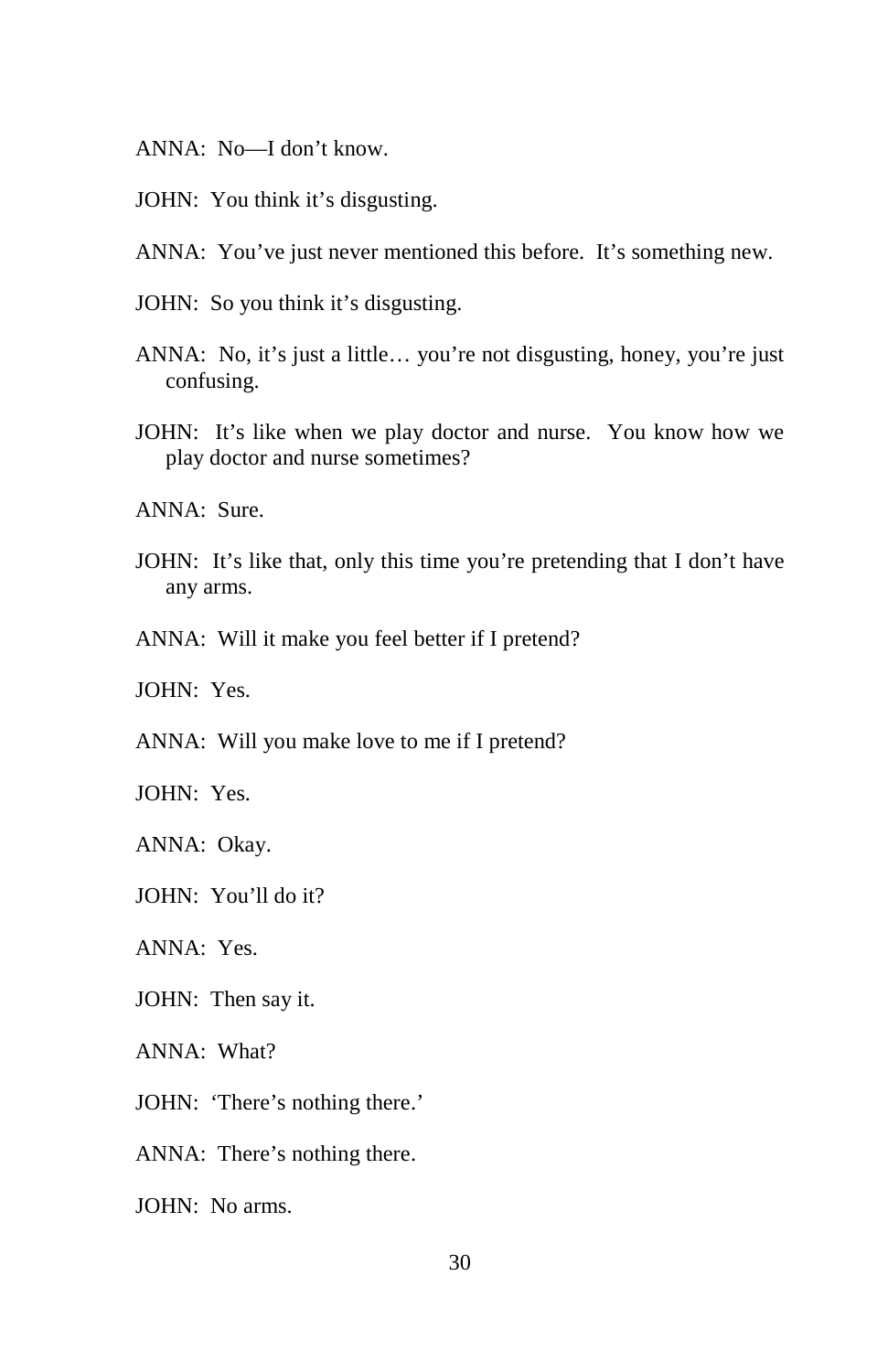ANNA: No—I don't know.

JOHN: You think it's disgusting.

ANNA: You've just never mentioned this before. It's something new.

JOHN: So you think it's disgusting.

ANNA: No, it's just a little… you're not disgusting, honey, you're just confusing.

JOHN: It's like when we play doctor and nurse. You know how we play doctor and nurse sometimes?

ANNA: Sure.

JOHN: It's like that, only this time you're pretending that I don't have any arms.

ANNA: Will it make you feel better if I pretend?

JOHN: Yes.

ANNA: Will you make love to me if I pretend?

JOHN: Yes.

ANNA: Okay.

JOHN: You'll do it?

ANNA: Yes.

JOHN: Then say it.

ANNA: What?

JOHN: 'There's nothing there.'

ANNA: There's nothing there.

JOHN: No arms.